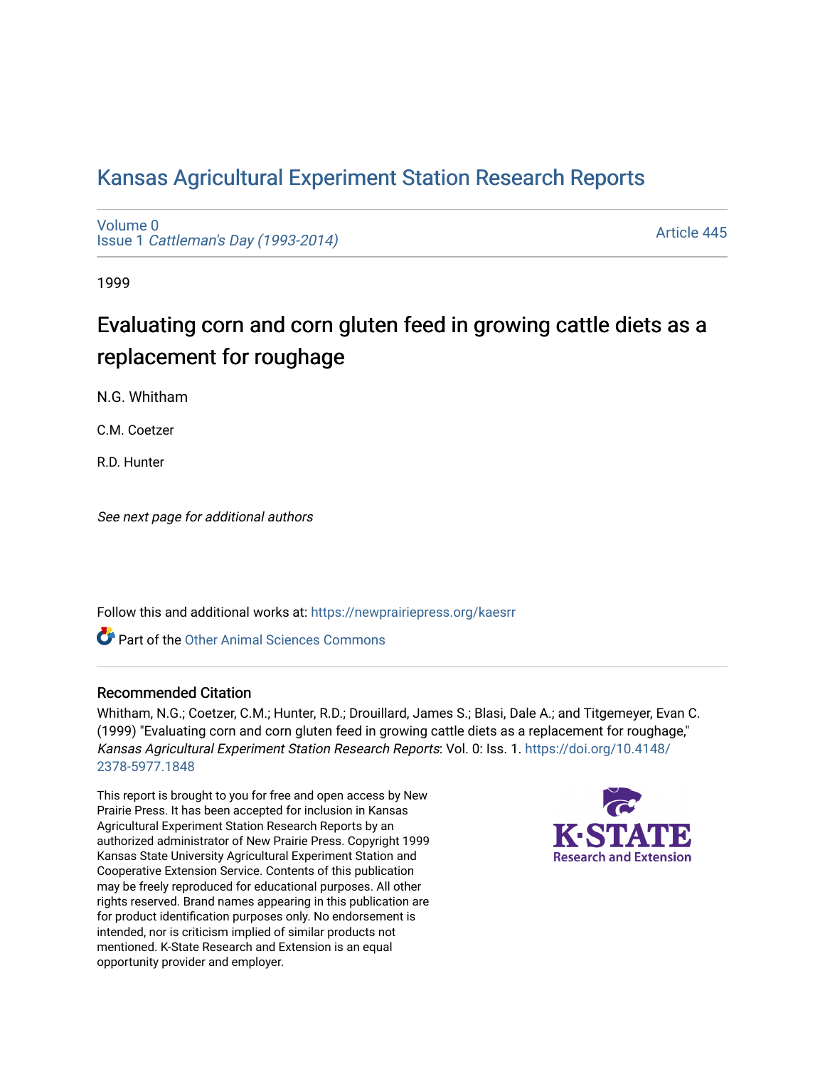# Kansas Agricultural Experiment Station Research Reports

Volume 0
Issue 1 *Cattleman's Day (1993-2014)*

Article 445

1999

## Evaluating corn and corn gluten feed in growing cattle diets as a replacement for roughage

N.G. Whitham

C.M. Coetzer

R.D. Hunter

*See next page for additional authors*

Follow this and additional works at: https://newprairiepress.org/kaesrr

Part of the Other Animal Sciences Commons

### Recommended Citation

Whitham, N.G.; Coetzer, C.M.; Hunter, R.D.; Drouillard, James S.; Blasi, Dale A.; and Titgemeyer, Evan C. (1999) "Evaluating corn and corn gluten feed in growing cattle diets as a replacement for roughage," *Kansas Agricultural Experiment Station Research Reports*: Vol. 0: Iss. 1. https://doi.org/10.4148/2378-5977.1848

This report is brought to you for free and open access by New Prairie Press. It has been accepted for inclusion in Kansas Agricultural Experiment Station Research Reports by an authorized administrator of New Prairie Press. Copyright 1999 Kansas State University Agricultural Experiment Station and Cooperative Extension Service. Contents of this publication may be freely reproduced for educational purposes. All other rights reserved. Brand names appearing in this publication are for product identification purposes only. No endorsement is intended, nor is criticism implied of similar products not mentioned. K-State Research and Extension is an equal opportunity provider and employer.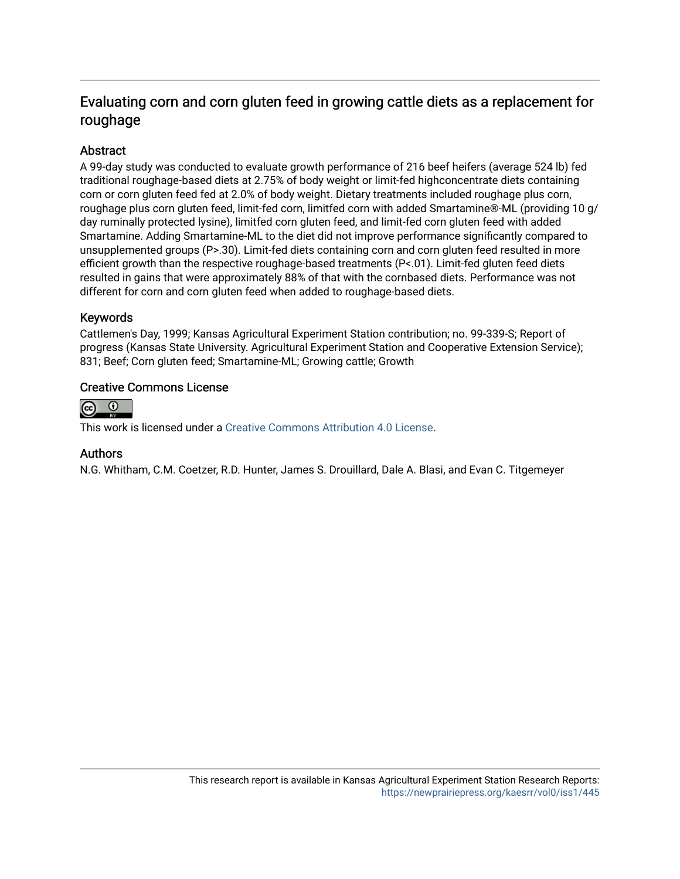# Evaluating corn and corn gluten feed in growing cattle diets as a replacement for roughage

## Abstract

A 99-day study was conducted to evaluate growth performance of 216 beef heifers (average 524 lb) fed traditional roughage-based diets at 2.75% of body weight or limit-fed highconcentrate diets containing corn or corn gluten feed fed at 2.0% of body weight. Dietary treatments included roughage plus corn, roughage plus corn gluten feed, limit-fed corn, limitfed corn with added Smartamine®-ML (providing 10 g/ day ruminally protected lysine), limitfed corn gluten feed, and limit-fed corn gluten feed with added Smartamine. Adding Smartamine-ML to the diet did not improve performance significantly compared to unsupplemented groups (P>.30). Limit-fed diets containing corn and corn gluten feed resulted in more efficient growth than the respective roughage-based treatments (P<.01). Limit-fed gluten feed diets resulted in gains that were approximately 88% of that with the cornbased diets. Performance was not different for corn and corn gluten feed when added to roughage-based diets.

## Keywords

Cattlemen's Day, 1999; Kansas Agricultural Experiment Station contribution; no. 99-339-S; Report of progress (Kansas State University. Agricultural Experiment Station and Cooperative Extension Service); 831; Beef; Corn gluten feed; Smartamine-ML; Growing cattle; Growth

## Creative Commons License

This work is licensed under a Creative Commons Attribution 4.0 License.

## Authors

N.G. Whitham, C.M. Coetzer, R.D. Hunter, James S. Drouillard, Dale A. Blasi, and Evan C. Titgemeyer

This research report is available in Kansas Agricultural Experiment Station Research Reports: https://newprairiepress.org/kaesrr/vol0/iss1/445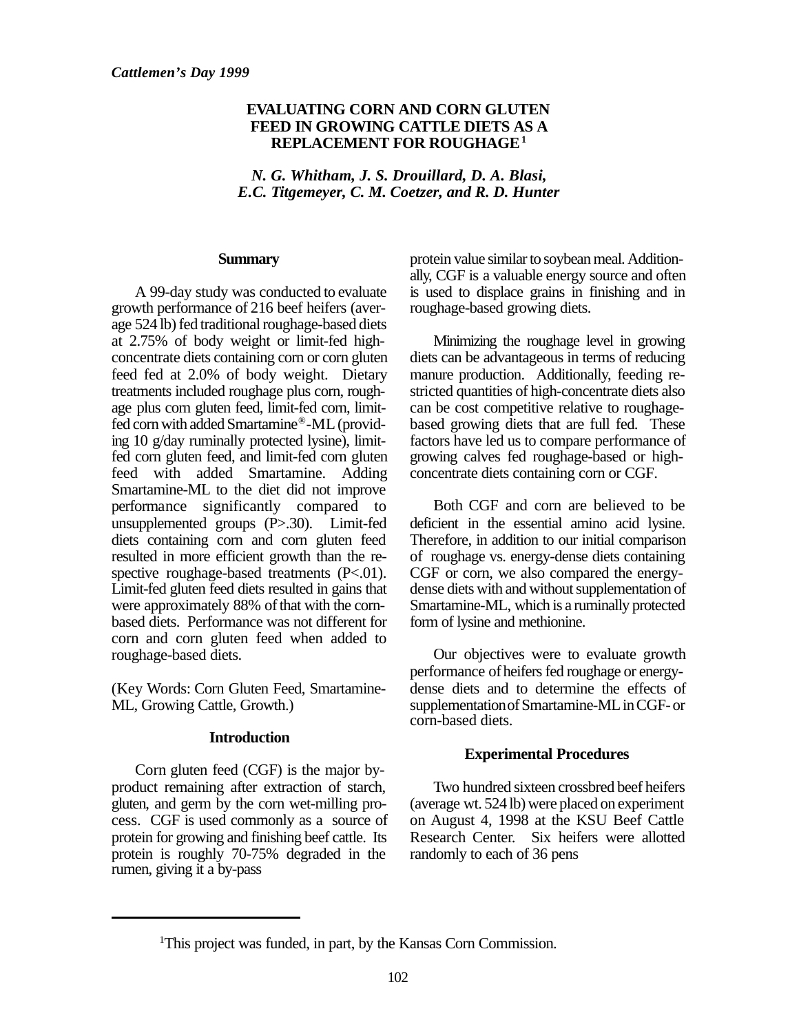*Cattlemen's Day 1999*

# EVALUATING CORN AND CORN GLUTEN FEED IN GROWING CATTLE DIETS AS A REPLACEMENT FOR ROUGHAGE[1]

***N. G. Whitham, J. S. Drouillard, D. A. Blasi, E.C. Titgemeyer, C. M. Coetzer, and R. D. Hunter***

## Summary

A 99-day study was conducted to evaluate growth performance of 216 beef heifers (average 524 lb) fed traditional roughage-based diets at 2.75% of body weight or limit-fed high-concentrate diets containing corn or corn gluten feed fed at 2.0% of body weight. Dietary treatments included roughage plus corn, roughage plus corn gluten feed, limit-fed corn, limit-fed corn with added Smartamine®-ML (providing 10 g/day ruminally protected lysine), limit-fed corn gluten feed, and limit-fed corn gluten feed with added Smartamine. Adding Smartamine-ML to the diet did not improve performance significantly compared to unsupplemented groups (P>.30). Limit-fed diets containing corn and corn gluten feed resulted in more efficient growth than the respective roughage-based treatments (P<.01). Limit-fed gluten feed diets resulted in gains that were approximately 88% of that with the corn-based diets. Performance was not different for corn and corn gluten feed when added to roughage-based diets.

(Key Words: Corn Gluten Feed, Smartamine-ML, Growing Cattle, Growth.)

## Introduction

Corn gluten feed (CGF) is the major by-product remaining after extraction of starch, gluten, and germ by the corn wet-milling process. CGF is used commonly as a source of protein for growing and finishing beef cattle. Its protein is roughly 70-75% degraded in the rumen, giving it a by-pass protein value similar to soybean meal. Additionally, CGF is a valuable energy source and often is used to displace grains in finishing and in roughage-based growing diets.

Minimizing the roughage level in growing diets can be advantageous in terms of reducing manure production. Additionally, feeding restricted quantities of high-concentrate diets also can be cost competitive relative to roughage-based growing diets that are full fed. These factors have led us to compare performance of growing calves fed roughage-based or high-concentrate diets containing corn or CGF.

Both CGF and corn are believed to be deficient in the essential amino acid lysine. Therefore, in addition to our initial comparison of roughage vs. energy-dense diets containing CGF or corn, we also compared the energy-dense diets with and without supplementation of Smartamine-ML, which is a ruminally protected form of lysine and methionine.

Our objectives were to evaluate growth performance of heifers fed roughage or energy-dense diets and to determine the effects of supplementation of Smartamine-ML in CGF- or corn-based diets.

## Experimental Procedures

Two hundred sixteen crossbred beef heifers (average wt. 524 lb) were placed on experiment on August 4, 1998 at the KSU Beef Cattle Research Center. Six heifers were allotted randomly to each of 36 pens

[1]This project was funded, in part, by the Kansas Corn Commission.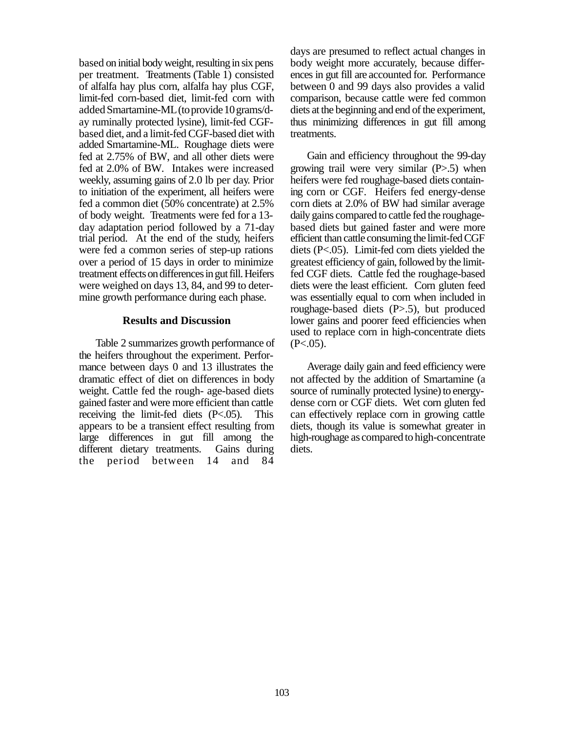based on initial body weight, resulting in six pens per treatment. Treatments (Table 1) consisted of alfalfa hay plus corn, alfalfa hay plus CGF, limit-fed corn-based diet, limit-fed corn with added Smartamine-ML (to provide 10 grams/day ruminally protected lysine), limit-fed CGF-based diet, and a limit-fed CGF-based diet with added Smartamine-ML. Roughage diets were fed at 2.75% of BW, and all other diets were fed at 2.0% of BW. Intakes were increased weekly, assuming gains of 2.0 lb per day. Prior to initiation of the experiment, all heifers were fed a common diet (50% concentrate) at 2.5% of body weight. Treatments were fed for a 13-day adaptation period followed by a 71-day trial period. At the end of the study, heifers were fed a common series of step-up rations over a period of 15 days in order to minimize treatment effects on differences in gut fill. Heifers were weighed on days 13, 84, and 99 to determine growth performance during each phase.

## Results and Discussion

Table 2 summarizes growth performance of the heifers throughout the experiment. Performance between days 0 and 13 illustrates the dramatic effect of diet on differences in body weight. Cattle fed the roughage-based diets gained faster and were more efficient than cattle receiving the limit-fed diets (P<.05). This appears to be a transient effect resulting from large differences in gut fill among the different dietary treatments. Gains during the period between 14 and 84 days are presumed to reflect actual changes in body weight more accurately, because differences in gut fill are accounted for. Performance between 0 and 99 days also provides a valid comparison, because cattle were fed common diets at the beginning and end of the experiment, thus minimizing differences in gut fill among treatments.

Gain and efficiency throughout the 99-day growing trail were very similar (P>.5) when heifers were fed roughage-based diets containing corn or CGF. Heifers fed energy-dense corn diets at 2.0% of BW had similar average daily gains compared to cattle fed the roughage-based diets but gained faster and were more efficient than cattle consuming the limit-fed CGF diets (P<.05). Limit-fed corn diets yielded the greatest efficiency of gain, followed by the limit-fed CGF diets. Cattle fed the roughage-based diets were the least efficient. Corn gluten feed was essentially equal to corn when included in roughage-based diets (P>.5), but produced lower gains and poorer feed efficiencies when used to replace corn in high-concentrate diets (P<.05).

Average daily gain and feed efficiency were not affected by the addition of Smartamine (a source of ruminally protected lysine) to energy-dense corn or CGF diets. Wet corn gluten fed can effectively replace corn in growing cattle diets, though its value is somewhat greater in high-roughage as compared to high-concentrate diets.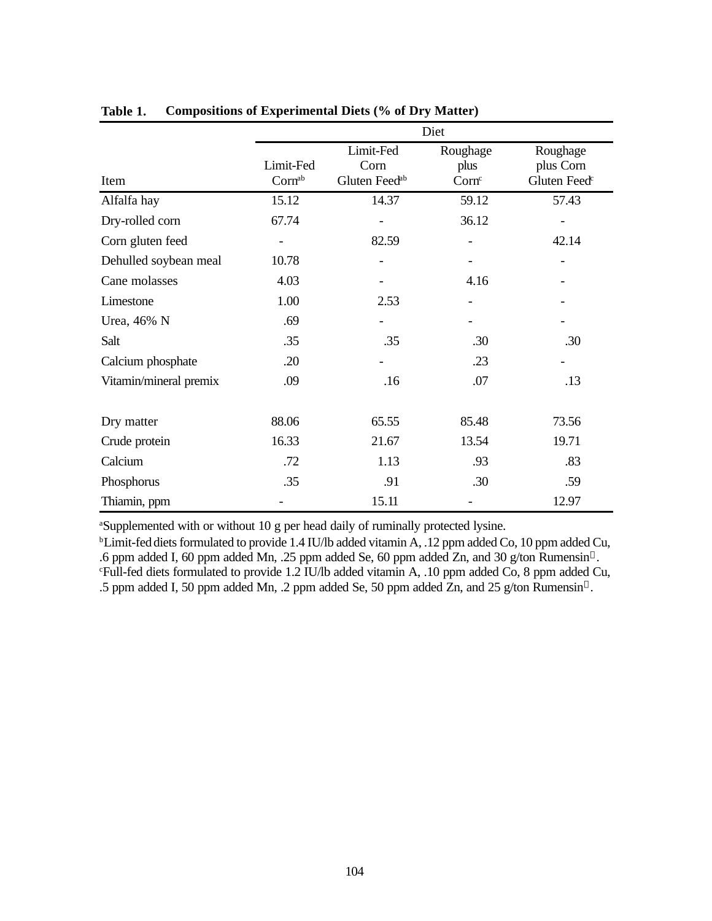**Table 1. Compositions of Experimental Diets (% of Dry Matter)**

| Item | Limit-Fed Corn[ab] | Limit-Fed Corn Gluten Feed[ab] | Roughage plus Corn[c] | Roughage plus Corn Gluten Feed[c] |
|---|---|---|---|---|
| Alfalfa hay | 15.12 | 14.37 | 59.12 | 57.43 |
| Dry-rolled corn | 67.74 | - | 36.12 | - |
| Corn gluten feed | - | 82.59 | - | 42.14 |
| Dehulled soybean meal | 10.78 | - | - | - |
| Cane molasses | 4.03 | - | 4.16 | - |
| Limestone | 1.00 | 2.53 | - | - |
| Urea, 46% N | .69 | - | - | - |
| Salt | .35 | .35 | .30 | .30 |
| Calcium phosphate | .20 | - | .23 | - |
| Vitamin/mineral premix | .09 | .16 | .07 | .13 |
| | | | | |
| Dry matter | 88.06 | 65.55 | 85.48 | 73.56 |
| Crude protein | 16.33 | 21.67 | 13.54 | 19.71 |
| Calcium | .72 | 1.13 | .93 | .83 |
| Phosphorus | .35 | .91 | .30 | .59 |
| Thiamin, ppm | - | 15.11 | - | 12.97 |

[a]Supplemented with or without 10 g per head daily of ruminally protected lysine.

[b]Limit-fed diets formulated to provide 1.4 IU/lb added vitamin A, .12 ppm added Co, 10 ppm added Cu, .6 ppm added I, 60 ppm added Mn, .25 ppm added Se, 60 ppm added Zn, and 30 g/ton Rumensin®.

[c]Full-fed diets formulated to provide 1.2 IU/lb added vitamin A, .10 ppm added Co, 8 ppm added Cu, .5 ppm added I, 50 ppm added Mn, .2 ppm added Se, 50 ppm added Zn, and 25 g/ton Rumensin®.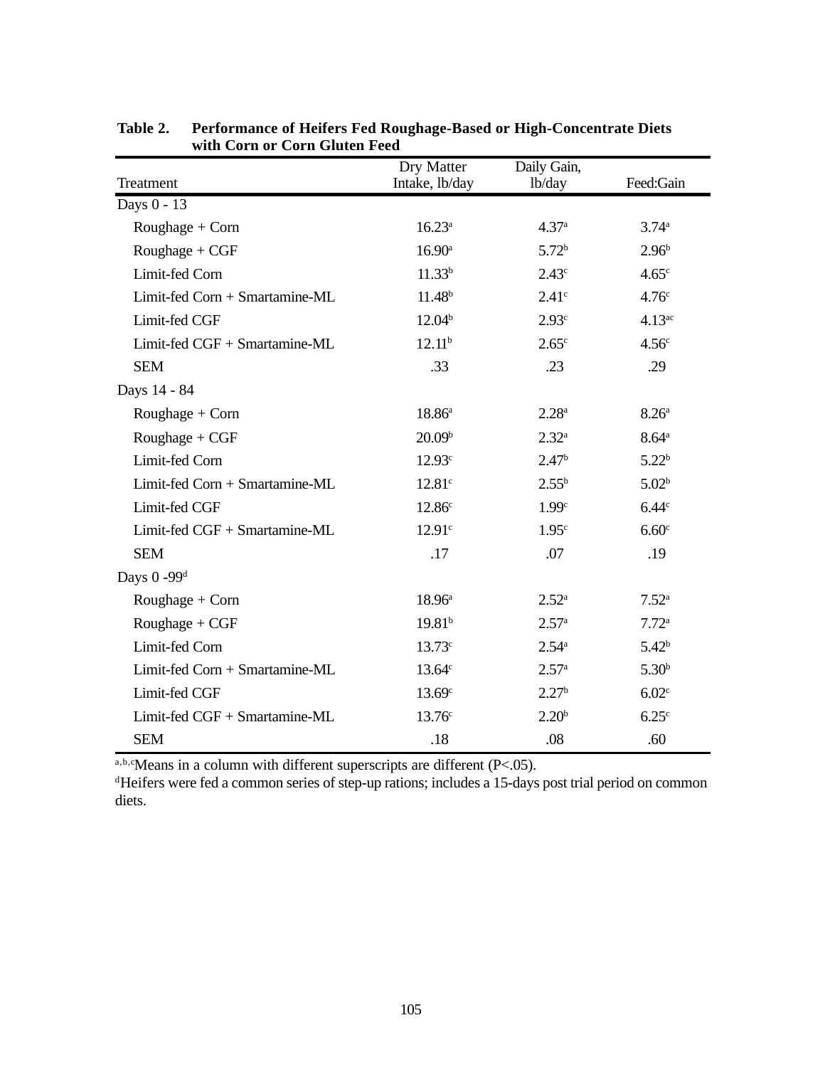**Table 2. Performance of Heifers Fed Roughage-Based or High-Concentrate Diets with Corn or Corn Gluten Feed**

| Treatment | Dry Matter Intake, lb/day | Daily Gain, lb/day | Feed:Gain |
|---|---|---|---|
| Days 0 - 13 | | | |
| Roughage + Corn | 16.23[a] | 4.37[a] | 3.74[a] |
| Roughage + CGF | 16.90[a] | 5.72[b] | 2.96[b] |
| Limit-fed Corn | 11.33[b] | 2.43[c] | 4.65[c] |
| Limit-fed Corn + Smartamine-ML | 11.48[b] | 2.41[c] | 4.76[c] |
| Limit-fed CGF | 12.04[b] | 2.93[c] | 4.13[ac] |
| Limit-fed CGF + Smartamine-ML | 12.11[b] | 2.65[c] | 4.56[c] |
| SEM | .33 | .23 | .29 |
| Days 14 - 84 | | | |
| Roughage + Corn | 18.86[a] | 2.28[a] | 8.26[a] |
| Roughage + CGF | 20.09[b] | 2.32[a] | 8.64[a] |
| Limit-fed Corn | 12.93[c] | 2.47[b] | 5.22[b] |
| Limit-fed Corn + Smartamine-ML | 12.81[c] | 2.55[b] | 5.02[b] |
| Limit-fed CGF | 12.86[c] | 1.99[c] | 6.44[c] |
| Limit-fed CGF + Smartamine-ML | 12.91[c] | 1.95[c] | 6.60[c] |
| SEM | .17 | .07 | .19 |
| Days 0 -99[d] | | | |
| Roughage + Corn | 18.96[a] | 2.52[a] | 7.52[a] |
| Roughage + CGF | 19.81[b] | 2.57[a] | 7.72[a] |
| Limit-fed Corn | 13.73[c] | 2.54[a] | 5.42[b] |
| Limit-fed Corn + Smartamine-ML | 13.64[c] | 2.57[a] | 5.30[b] |
| Limit-fed CGF | 13.69[c] | 2.27[b] | 6.02[c] |
| Limit-fed CGF + Smartamine-ML | 13.76[c] | 2.20[b] | 6.25[c] |
| SEM | .18 | .08 | .60 |

[a,b,c]Means in a column with different superscripts are different ($P<.05$).

[d]Heifers were fed a common series of step-up rations; includes a 15-days post trial period on common diets.